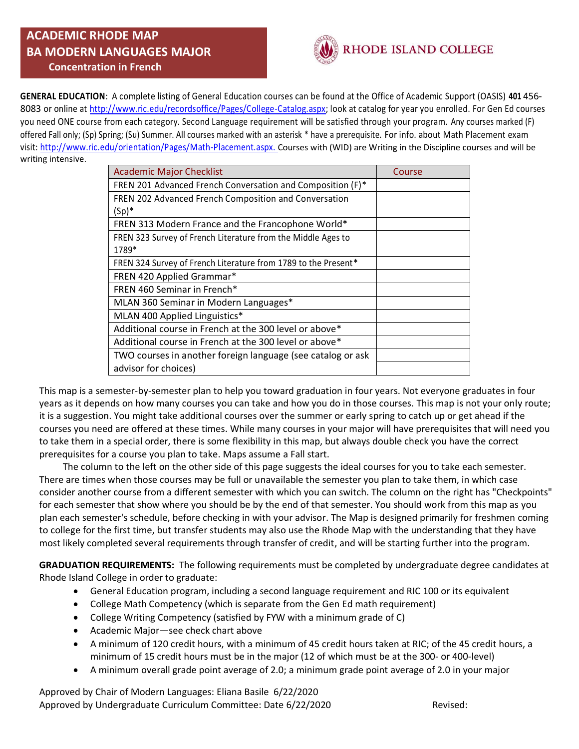# ACADEMIC RHODE MAP
# BA MODERN LANGUAGES MAJOR
## Concentration in French

RHODE ISLAND COLLEGE

**GENERAL EDUCATION**: A complete listing of General Education courses can be found at the Office of Academic Support (OASIS) **401** 456-8083 or online at http://www.ric.edu/recordsoffice/Pages/College-Catalog.aspx; look at catalog for year you enrolled. For Gen Ed courses you need ONE course from each category. Second Language requirement will be satisfied through your program. Any courses marked (F) offered Fall only; (Sp) Spring; (Su) Summer. All courses marked with an asterisk * have a prerequisite. For info. about Math Placement exam visit: http://www.ric.edu/orientation/Pages/Math-Placement.aspx. Courses with (WID) are Writing in the Discipline courses and will be writing intensive.

| Academic Major Checklist | Course |
|---|---|
| FREN 201 Advanced French Conversation and Composition (F)* | |
| FREN 202 Advanced French Composition and Conversation (Sp)* | |
| FREN 313 Modern France and the Francophone World* | |
| FREN 323 Survey of French Literature from the Middle Ages to 1789* | |
| FREN 324 Survey of French Literature from 1789 to the Present* | |
| FREN 420 Applied Grammar* | |
| FREN 460 Seminar in French* | |
| MLAN 360 Seminar in Modern Languages* | |
| MLAN 400 Applied Linguistics* | |
| Additional course in French at the 300 level or above* | |
| Additional course in French at the 300 level or above* | |
| TWO courses in another foreign language (see catalog or ask advisor for choices) | |
| | |

This map is a semester-by-semester plan to help you toward graduation in four years. Not everyone graduates in four years as it depends on how many courses you can take and how you do in those courses. This map is not your only route; it is a suggestion. You might take additional courses over the summer or early spring to catch up or get ahead if the courses you need are offered at these times. While many courses in your major will have prerequisites that will need you to take them in a special order, there is some flexibility in this map, but always double check you have the correct prerequisites for a course you plan to take. Maps assume a Fall start.

The column to the left on the other side of this page suggests the ideal courses for you to take each semester. There are times when those courses may be full or unavailable the semester you plan to take them, in which case consider another course from a different semester with which you can switch. The column on the right has "Checkpoints" for each semester that show where you should be by the end of that semester. You should work from this map as you plan each semester's schedule, before checking in with your advisor. The Map is designed primarily for freshmen coming to college for the first time, but transfer students may also use the Rhode Map with the understanding that they have most likely completed several requirements through transfer of credit, and will be starting further into the program.

**GRADUATION REQUIREMENTS:** The following requirements must be completed by undergraduate degree candidates at Rhode Island College in order to graduate:

- General Education program, including a second language requirement and RIC 100 or its equivalent
- College Math Competency (which is separate from the Gen Ed math requirement)
- College Writing Competency (satisfied by FYW with a minimum grade of C)
- Academic Major—see check chart above
- A minimum of 120 credit hours, with a minimum of 45 credit hours taken at RIC; of the 45 credit hours, a minimum of 15 credit hours must be in the major (12 of which must be at the 300- or 400-level)
- A minimum overall grade point average of 2.0; a minimum grade point average of 2.0 in your major

Approved by Chair of Modern Languages: Eliana Basile 6/22/2020
Approved by Undergraduate Curriculum Committee: Date 6/22/2020 Revised: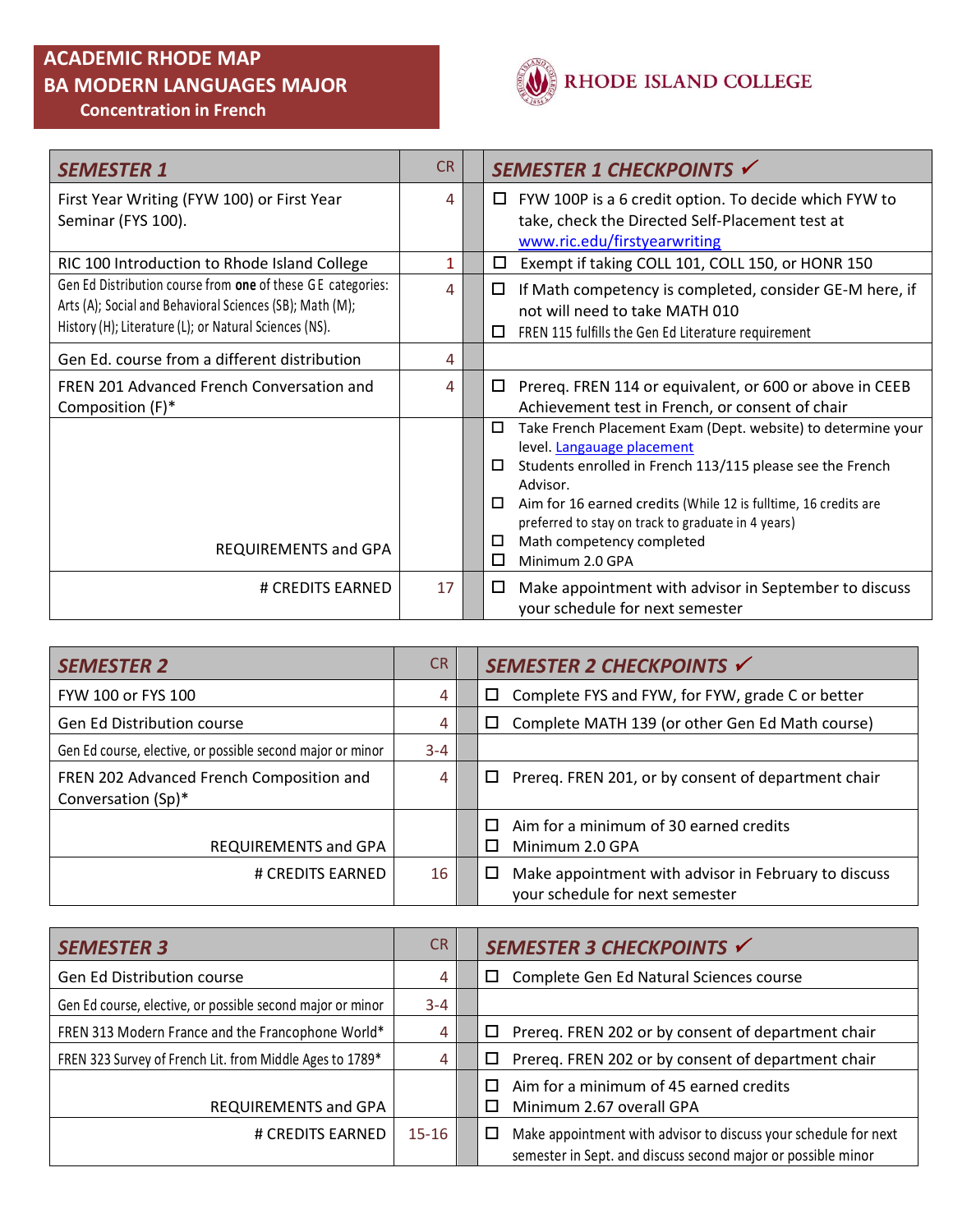# ACADEMIC RHODE MAP
## BA MODERN LANGUAGES MAJOR
### Concentration in French

RHODE ISLAND COLLEGE

| SEMESTER 1 | CR | SEMESTER 1 CHECKPOINTS ✓ |
|---|---|---|
| First Year Writing (FYW 100) or First Year Seminar (FYS 100). | 4 | ☐ FYW 100P is a 6 credit option. To decide which FYW to take, check the Directed Self-Placement test at www.ric.edu/firstyearwriting |
| RIC 100 Introduction to Rhode Island College | 1 | ☐ Exempt if taking COLL 101, COLL 150, or HONR 150 |
| Gen Ed Distribution course from **one** of these GE categories: Arts (A); Social and Behavioral Sciences (SB); Math (M); History (H); Literature (L); or Natural Sciences (NS). | 4 | ☐ If Math competency is completed, consider GE-M here, if not will need to take MATH 010<br>☐ FREN 115 fulfills the Gen Ed Literature requirement |
| Gen Ed. course from a different distribution | 4 | |
| FREN 201 Advanced French Conversation and Composition (F)* | 4 | ☐ Prereq. FREN 114 or equivalent, or 600 or above in CEEB Achievement test in French, or consent of chair |
| REQUIREMENTS and GPA | | ☐ Take French Placement Exam (Dept. website) to determine your level. Langauage placement<br>☐ Students enrolled in French 113/115 please see the French Advisor.<br>☐ Aim for 16 earned credits (While 12 is fulltime, 16 credits are preferred to stay on track to graduate in 4 years)<br>☐ Math competency completed<br>☐ Minimum 2.0 GPA |
| # CREDITS EARNED | 17 | ☐ Make appointment with advisor in September to discuss your schedule for next semester |

| SEMESTER 2 | CR | SEMESTER 2 CHECKPOINTS ✓ |
|---|---|---|
| FYW 100 or FYS 100 | 4 | ☐ Complete FYS and FYW, for FYW, grade C or better |
| Gen Ed Distribution course | 4 | ☐ Complete MATH 139 (or other Gen Ed Math course) |
| Gen Ed course, elective, or possible second major or minor | 3-4 | |
| FREN 202 Advanced French Composition and Conversation (Sp)* | 4 | ☐ Prereq. FREN 201, or by consent of department chair |
| REQUIREMENTS and GPA | | ☐ Aim for a minimum of 30 earned credits<br>☐ Minimum 2.0 GPA |
| # CREDITS EARNED | 16 | ☐ Make appointment with advisor in February to discuss your schedule for next semester |

| SEMESTER 3 | CR | SEMESTER 3 CHECKPOINTS ✓ |
|---|---|---|
| Gen Ed Distribution course | 4 | ☐ Complete Gen Ed Natural Sciences course |
| Gen Ed course, elective, or possible second major or minor | 3-4 | |
| FREN 313 Modern France and the Francophone World* | 4 | ☐ Prereq. FREN 202 or by consent of department chair |
| FREN 323 Survey of French Lit. from Middle Ages to 1789* | 4 | ☐ Prereq. FREN 202 or by consent of department chair |
| REQUIREMENTS and GPA | | ☐ Aim for a minimum of 45 earned credits<br>☐ Minimum 2.67 overall GPA |
| # CREDITS EARNED | 15-16 | ☐ Make appointment with advisor to discuss your schedule for next semester in Sept. and discuss second major or possible minor |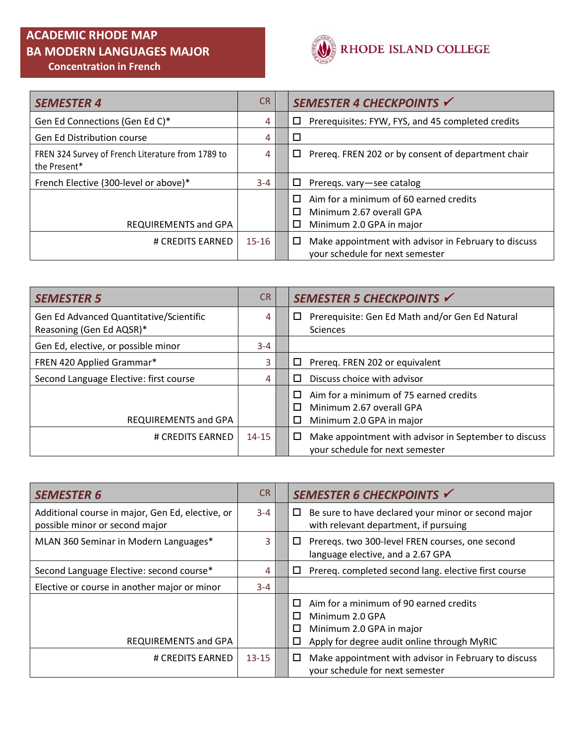# ACADEMIC RHODE MAP
## BA MODERN LANGUAGES MAJOR
### Concentration in French

RHODE ISLAND COLLEGE

| *SEMESTER 4* | CR | | *SEMESTER 4 CHECKPOINTS* ✓ |
|---|---|---|---|
| Gen Ed Connections (Gen Ed C)* | 4 | | ☐ Prerequisites: FYW, FYS, and 45 completed credits |
| Gen Ed Distribution course | 4 | | ☐ |
| FREN 324 Survey of French Literature from 1789 to the Present* | 4 | | ☐ Prereq. FREN 202 or by consent of department chair |
| French Elective (300-level or above)* | 3-4 | | ☐ Prereqs. vary—see catalog |
| REQUIREMENTS and GPA | | | ☐ Aim for a minimum of 60 earned credits<br>☐ Minimum 2.67 overall GPA<br>☐ Minimum 2.0 GPA in major |
| # CREDITS EARNED | 15-16 | | ☐ Make appointment with advisor in February to discuss your schedule for next semester |

| *SEMESTER 5* | CR | | *SEMESTER 5 CHECKPOINTS* ✓ |
|---|---|---|---|
| Gen Ed Advanced Quantitative/Scientific Reasoning (Gen Ed AQSR)* | 4 | | ☐ Prerequisite: Gen Ed Math and/or Gen Ed Natural Sciences |
| Gen Ed, elective, or possible minor | 3-4 | | |
| FREN 420 Applied Grammar* | 3 | | ☐ Prereq. FREN 202 or equivalent |
| Second Language Elective: first course | 4 | | ☐ Discuss choice with advisor |
| REQUIREMENTS and GPA | | | ☐ Aim for a minimum of 75 earned credits<br>☐ Minimum 2.67 overall GPA<br>☐ Minimum 2.0 GPA in major |
| # CREDITS EARNED | 14-15 | | ☐ Make appointment with advisor in September to discuss your schedule for next semester |

| *SEMESTER 6* | CR | | *SEMESTER 6 CHECKPOINTS* ✓ |
|---|---|---|---|
| Additional course in major, Gen Ed, elective, or possible minor or second major | 3-4 | | ☐ Be sure to have declared your minor or second major with relevant department, if pursuing |
| MLAN 360 Seminar in Modern Languages* | 3 | | ☐ Prereqs. two 300-level FREN courses, one second language elective, and a 2.67 GPA |
| Second Language Elective: second course* | 4 | | ☐ Prereq. completed second lang. elective first course |
| Elective or course in another major or minor | 3-4 | | |
| REQUIREMENTS and GPA | | | ☐ Aim for a minimum of 90 earned credits<br>☐ Minimum 2.0 GPA<br>☐ Minimum 2.0 GPA in major<br>☐ Apply for degree audit online through MyRIC |
| # CREDITS EARNED | 13-15 | | ☐ Make appointment with advisor in February to discuss your schedule for next semester |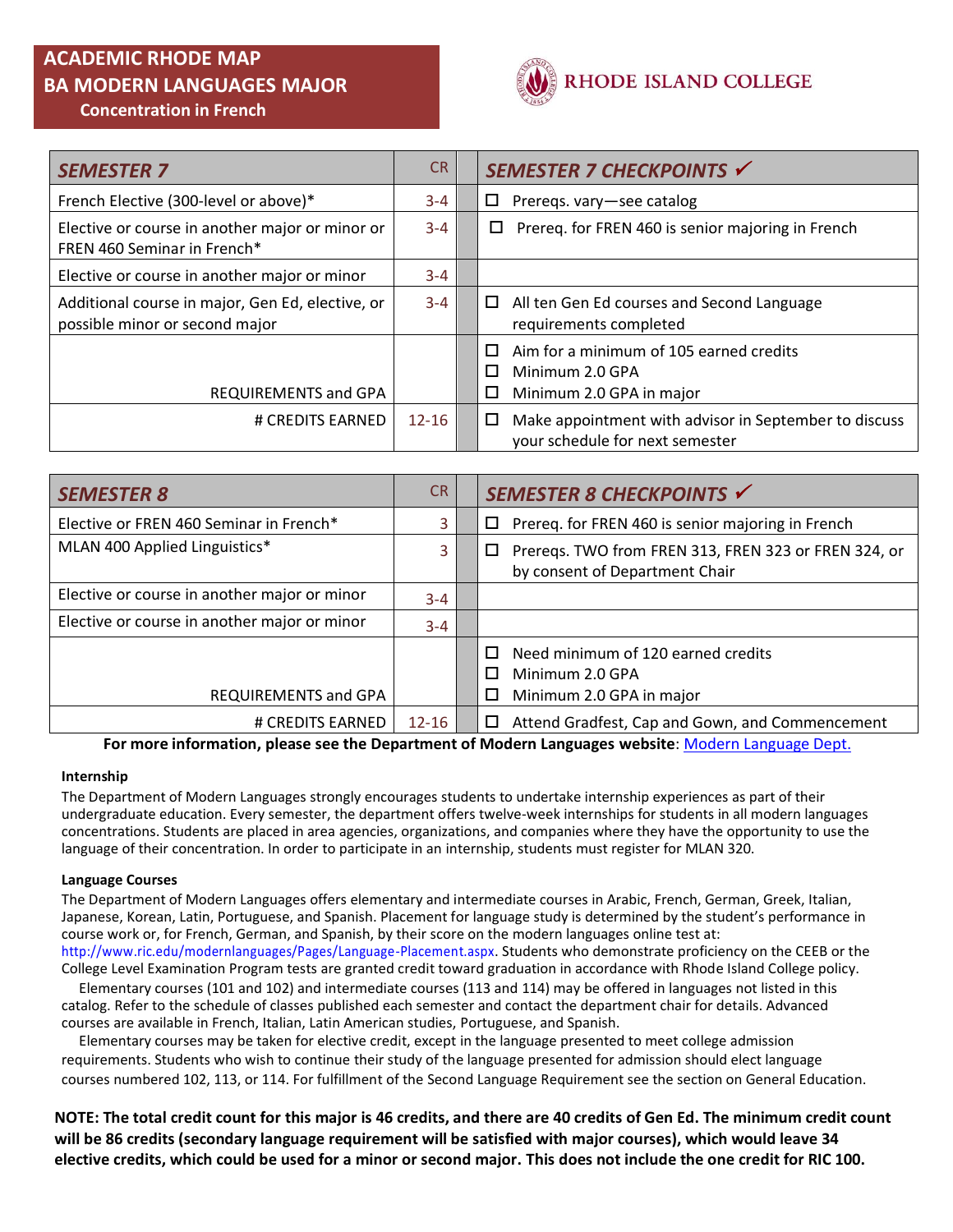# ACADEMIC RHODE MAP
# BA MODERN LANGUAGES MAJOR
## Concentration in French

RHODE ISLAND COLLEGE

| *SEMESTER 7* | CR | | *SEMESTER 7 CHECKPOINTS* ✓ |
|---|---|---|---|
| French Elective (300-level or above)* | 3-4 | | ☐ Prereqs. vary—see catalog |
| Elective or course in another major or minor or FREN 460 Seminar in French* | 3-4 | | ☐ Prereq. for FREN 460 is senior majoring in French |
| Elective or course in another major or minor | 3-4 | | |
| Additional course in major, Gen Ed, elective, or possible minor or second major | 3-4 | | ☐ All ten Gen Ed courses and Second Language requirements completed |
| REQUIREMENTS and GPA | | | ☐ Aim for a minimum of 105 earned credits<br>☐ Minimum 2.0 GPA<br>☐ Minimum 2.0 GPA in major |
| # CREDITS EARNED | 12-16 | | ☐ Make appointment with advisor in September to discuss your schedule for next semester |

| *SEMESTER 8* | CR | | *SEMESTER 8 CHECKPOINTS* ✓ |
|---|---|---|---|
| Elective or FREN 460 Seminar in French* | 3 | | ☐ Prereq. for FREN 460 is senior majoring in French |
| MLAN 400 Applied Linguistics* | 3 | | ☐ Prereqs. TWO from FREN 313, FREN 323 or FREN 324, or by consent of Department Chair |
| Elective or course in another major or minor | 3-4 | | |
| Elective or course in another major or minor | 3-4 | | |
| REQUIREMENTS and GPA | | | ☐ Need minimum of 120 earned credits<br>☐ Minimum 2.0 GPA<br>☐ Minimum 2.0 GPA in major |
| # CREDITS EARNED | 12-16 | | ☐ Attend Gradfest, Cap and Gown, and Commencement |

**For more information, please see the Department of Modern Languages website**: Modern Language Dept.

#### Internship

The Department of Modern Languages strongly encourages students to undertake internship experiences as part of their undergraduate education. Every semester, the department offers twelve-week internships for students in all modern languages concentrations. Students are placed in area agencies, organizations, and companies where they have the opportunity to use the language of their concentration. In order to participate in an internship, students must register for MLAN 320.

#### Language Courses

The Department of Modern Languages offers elementary and intermediate courses in Arabic, French, German, Greek, Italian, Japanese, Korean, Latin, Portuguese, and Spanish. Placement for language study is determined by the student's performance in course work or, for French, German, and Spanish, by their score on the modern languages online test at: http://www.ric.edu/modernlanguages/Pages/Language-Placement.aspx. Students who demonstrate proficiency on the CEEB or the College Level Examination Program tests are granted credit toward graduation in accordance with Rhode Island College policy.

Elementary courses (101 and 102) and intermediate courses (113 and 114) may be offered in languages not listed in this catalog. Refer to the schedule of classes published each semester and contact the department chair for details. Advanced courses are available in French, Italian, Latin American studies, Portuguese, and Spanish.

Elementary courses may be taken for elective credit, except in the language presented to meet college admission requirements. Students who wish to continue their study of the language presented for admission should elect language courses numbered 102, 113, or 114. For fulfillment of the Second Language Requirement see the section on General Education.

**NOTE: The total credit count for this major is 46 credits, and there are 40 credits of Gen Ed. The minimum credit count will be 86 credits (secondary language requirement will be satisfied with major courses), which would leave 34 elective credits, which could be used for a minor or second major. This does not include the one credit for RIC 100.**